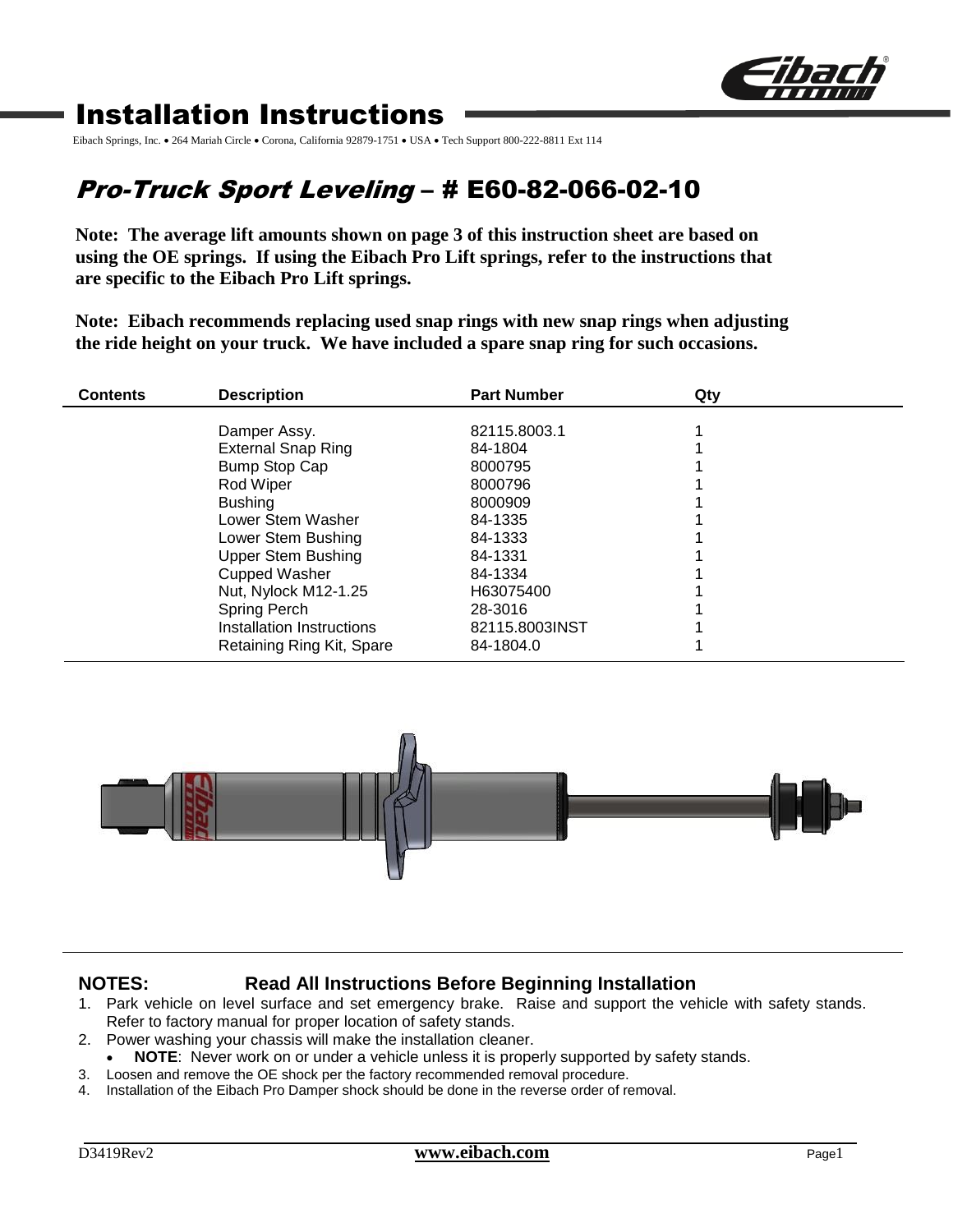# Installation Instructions

Eibach Springs, Inc. • 264 Mariah Circle • Corona, California 92879-1751 • USA • Tech Support 800-222-8811 Ext 114

## *Pro-Truck Sport Leveling* – # E60-82-066-02-10

**Note: The average lift amounts shown on page 3 of this instruction sheet are based on using the OE springs. If using the Eibach Pro Lift springs, refer to the instructions that are specific to the Eibach Pro Lift springs.**

**Note: Eibach recommends replacing used snap rings with new snap rings when adjusting the ride height on your truck. We have included a spare snap ring for such occasions.**

| Contents | Description | Part Number | Qty |
|---|---|---|---|
| | Damper Assy. | 82115.8003.1 | 1 |
| | External Snap Ring | 84-1804 | 1 |
| | Bump Stop Cap | 8000795 | 1 |
| | Rod Wiper | 8000796 | 1 |
| | Bushing | 8000909 | 1 |
| | Lower Stem Washer | 84-1335 | 1 |
| | Lower Stem Bushing | 84-1333 | 1 |
| | Upper Stem Bushing | 84-1331 | 1 |
| | Cupped Washer | 84-1334 | 1 |
| | Nut, Nylock M12-1.25 | H63075400 | 1 |
| | Spring Perch | 28-3016 | 1 |
| | Installation Instructions | 82115.8003INST | 1 |
| | Retaining Ring Kit, Spare | 84-1804.0 | 1 |

**NOTES: Read All Instructions Before Beginning Installation**

1. Park vehicle on level surface and set emergency brake. Raise and support the vehicle with safety stands. Refer to factory manual for proper location of safety stands.
2. Power washing your chassis will make the installation cleaner.
   - **NOTE**: Never work on or under a vehicle unless it is properly supported by safety stands.
3. Loosen and remove the OE shock per the factory recommended removal procedure.
4. Installation of the Eibach Pro Damper shock should be done in the reverse order of removal.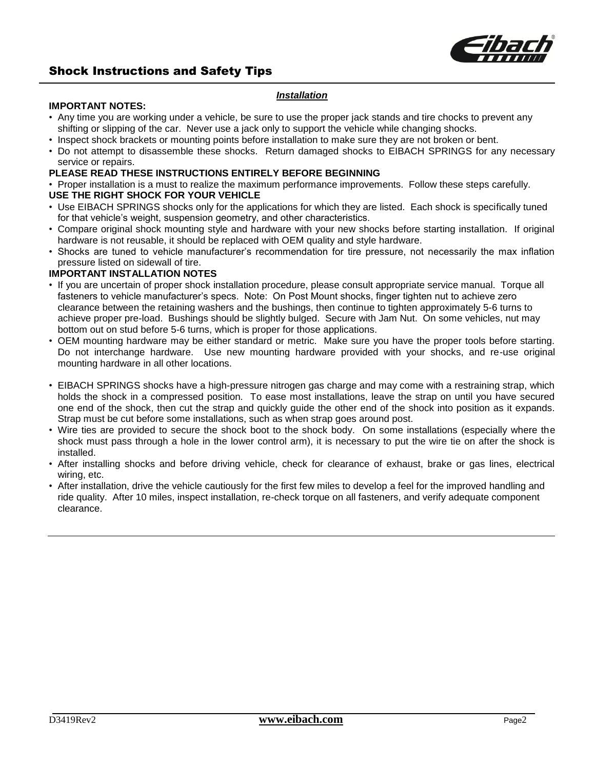# Shock Instructions and Safety Tips

***Installation***

**IMPORTANT NOTES:**

- Any time you are working under a vehicle, be sure to use the proper jack stands and tire chocks to prevent any shifting or slipping of the car. Never use a jack only to support the vehicle while changing shocks.
- Inspect shock brackets or mounting points before installation to make sure they are not broken or bent.
- Do not attempt to disassemble these shocks. Return damaged shocks to EIBACH SPRINGS for any necessary service or repairs.

**PLEASE READ THESE INSTRUCTIONS ENTIRELY BEFORE BEGINNING**

- Proper installation is a must to realize the maximum performance improvements. Follow these steps carefully.

**USE THE RIGHT SHOCK FOR YOUR VEHICLE**

- Use EIBACH SPRINGS shocks only for the applications for which they are listed. Each shock is specifically tuned for that vehicle's weight, suspension geometry, and other characteristics.
- Compare original shock mounting style and hardware with your new shocks before starting installation. If original hardware is not reusable, it should be replaced with OEM quality and style hardware.
- Shocks are tuned to vehicle manufacturer's recommendation for tire pressure, not necessarily the max inflation pressure listed on sidewall of tire.

**IMPORTANT INSTALLATION NOTES**

- If you are uncertain of proper shock installation procedure, please consult appropriate service manual. Torque all fasteners to vehicle manufacturer's specs. Note: On Post Mount shocks, finger tighten nut to achieve zero clearance between the retaining washers and the bushings, then continue to tighten approximately 5-6 turns to achieve proper pre-load. Bushings should be slightly bulged. Secure with Jam Nut. On some vehicles, nut may bottom out on stud before 5-6 turns, which is proper for those applications.
- OEM mounting hardware may be either standard or metric. Make sure you have the proper tools before starting. Do not interchange hardware. Use new mounting hardware provided with your shocks, and re-use original mounting hardware in all other locations.
- EIBACH SPRINGS shocks have a high-pressure nitrogen gas charge and may come with a restraining strap, which holds the shock in a compressed position. To ease most installations, leave the strap on until you have secured one end of the shock, then cut the strap and quickly guide the other end of the shock into position as it expands. Strap must be cut before some installations, such as when strap goes around post.
- Wire ties are provided to secure the shock boot to the shock body. On some installations (especially where the shock must pass through a hole in the lower control arm), it is necessary to put the wire tie on after the shock is installed.
- After installing shocks and before driving vehicle, check for clearance of exhaust, brake or gas lines, electrical wiring, etc.
- After installation, drive the vehicle cautiously for the first few miles to develop a feel for the improved handling and ride quality. After 10 miles, inspect installation, re-check torque on all fasteners, and verify adequate component clearance.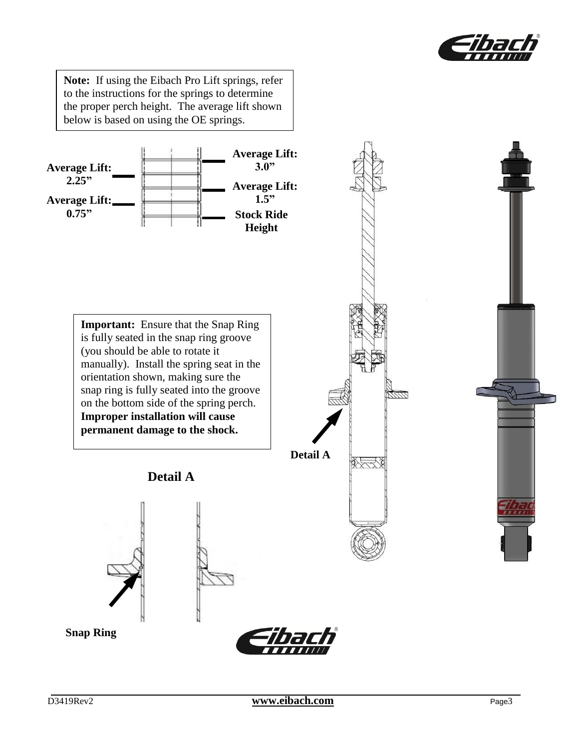**Note:** If using the Eibach Pro Lift springs, refer to the instructions for the springs to determine the proper perch height. The average lift shown below is based on using the OE springs.

**Average Lift: 3.0”**

**Average Lift: 2.25”**

**Average Lift: 1.5”**

**Average Lift: 0.75”**

**Stock Ride Height**

**Important:** Ensure that the Snap Ring is fully seated in the snap ring groove (you should be able to rotate it manually). Install the spring seat in the orientation shown, making sure the snap ring is fully seated into the groove on the bottom side of the spring perch. **Improper installation will cause permanent damage to the shock.**

**Detail A**

## Detail A

**Snap Ring**

D3419Rev2 **www.eibach.com**